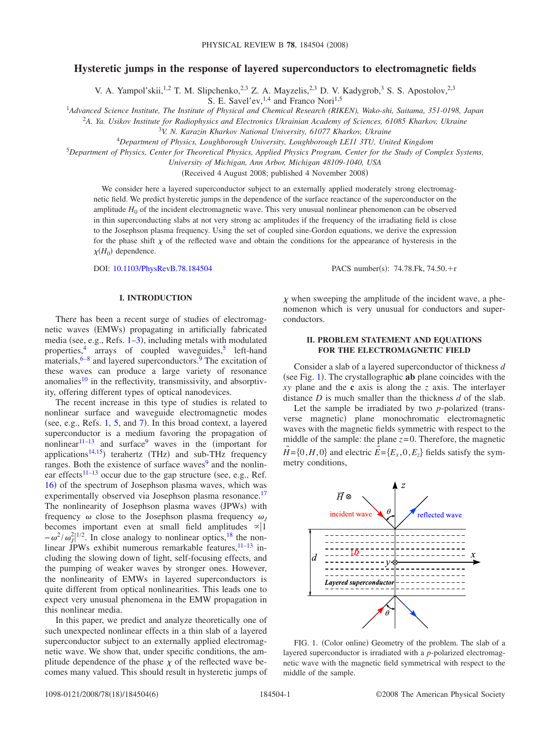# Hysteretic jumps in the response of layered superconductors to electromagnetic fields

V. A. Yampol'skii,[1,2] T. M. Slipchenko,[2,3] Z. A. Mayzelis,[2,3] D. V. Kadygrob,[3] S. S. Apostolov,[2,3] S. E. Savel'ev,[1,4] and Franco Nori[1,5]

[1]Advanced Science Institute, The Institute of Physical and Chemical Research (RIKEN), Wako-shi, Saitama, 351-0198, Japan
[2]A. Ya. Usikov Institute for Radiophysics and Electronics Ukrainian Academy of Sciences, 61085 Kharkov, Ukraine
[3]V. N. Karazin Kharkov National University, 61077 Kharkov, Ukraine
[4]Department of Physics, Loughborough University, Loughborough LE11 3TU, United Kingdom
[5]Department of Physics, Center for Theoretical Physics, Applied Physics Program, Center for the Study of Complex Systems, University of Michigan, Ann Arbor, Michigan 48109-1040, USA

(Received 4 August 2008; published 4 November 2008)

We consider here a layered superconductor subject to an externally applied moderately strong electromagnetic field. We predict hysteretic jumps in the dependence of the surface reactance of the superconductor on the amplitude $H_0$ of the incident electromagnetic wave. This very unusual nonlinear phenomenon can be observed in thin superconducting slabs at not very strong ac amplitudes if the frequency of the irradiating field is close to the Josephson plasma frequency. Using the set of coupled sine-Gordon equations, we derive the expression for the phase shift $\chi$ of the reflected wave and obtain the conditions for the appearance of hysteresis in the $\chi(H_0)$ dependence.

DOI: 10.1103/PhysRevB.78.184504 PACS number(s): 74.78.Fk, 74.50.+r

## I. INTRODUCTION

There has been a recent surge of studies of electromagnetic waves (EMWs) propagating in artificially fabricated media (see, e.g., Refs. 1–3), including metals with modulated properties,[4] arrays of coupled waveguides,[5] left-hand materials,[6–8] and layered superconductors.[9] The excitation of these waves can produce a large variety of resonance anomalies[10] in the reflectivity, transmissivity, and absorptivity, offering different types of optical nanodevices.

The recent increase in this type of studies is related to nonlinear surface and waveguide electromagnetic modes (see, e.g., Refs. 1, 5, and 7). In this broad context, a layered superconductor is a medium favoring the propagation of nonlinear[11–13] and surface[9] waves in the (important for applications[14,15]) terahertz (THz) and sub-THz frequency ranges. Both the existence of surface waves[9] and the nonlinear effects[11–13] occur due to the gap structure (see, e.g., Ref. 16) of the spectrum of Josephson plasma waves, which was experimentally observed via Josephson plasma resonance.[17] The nonlinearity of Josephson plasma waves (JPWs) with frequency $\omega$ close to the Josephson plasma frequency $\omega_J$ becomes important even at small field amplitudes $\propto |1-\omega^2/\omega_J^2|^{1/2}$. In close analogy to nonlinear optics,[18] the nonlinear JPWs exhibit numerous remarkable features,[11–13] including the slowing down of light, self-focusing effects, and the pumping of weaker waves by stronger ones. However, the nonlinearity of EMWs in layered superconductors is quite different from optical nonlinearities. This leads one to expect very unusual phenomena in the EMW propagation in this nonlinear media.

In this paper, we predict and analyze theoretically one of such unexpected nonlinear effects in a thin slab of a layered superconductor subject to an externally applied electromagnetic wave. We show that, under specific conditions, the amplitude dependence of the phase $\chi$ of the reflected wave becomes many valued. This should result in hysteretic jumps of $\chi$ when sweeping the amplitude of the incident wave, a phenomenon which is very unusual for conductors and superconductors.

## II. PROBLEM STATEMENT AND EQUATIONS FOR THE ELECTROMAGNETIC FIELD

Consider a slab of a layered superconductor of thickness $d$ (see Fig. 1). The crystallographic **ab** plane coincides with the $xy$ plane and the **c** axis is along the $z$ axis. The interlayer distance $D$ is much smaller than the thickness $d$ of the slab.

Let the sample be irradiated by two $p$-polarized (transverse magnetic) plane monochromatic electromagnetic waves with the magnetic fields symmetric with respect to the middle of the sample: the plane $z=0$. Therefore, the magnetic $\vec{H}=\{0,H,0\}$ and electric $\vec{E}=\{E_x,0,E_z\}$ fields satisfy the symmetry conditions,

FIG. 1. (Color online) Geometry of the problem. The slab of a layered superconductor is irradiated with a $p$-polarized electromagnetic wave with the magnetic field symmetrical with respect to the middle of the sample.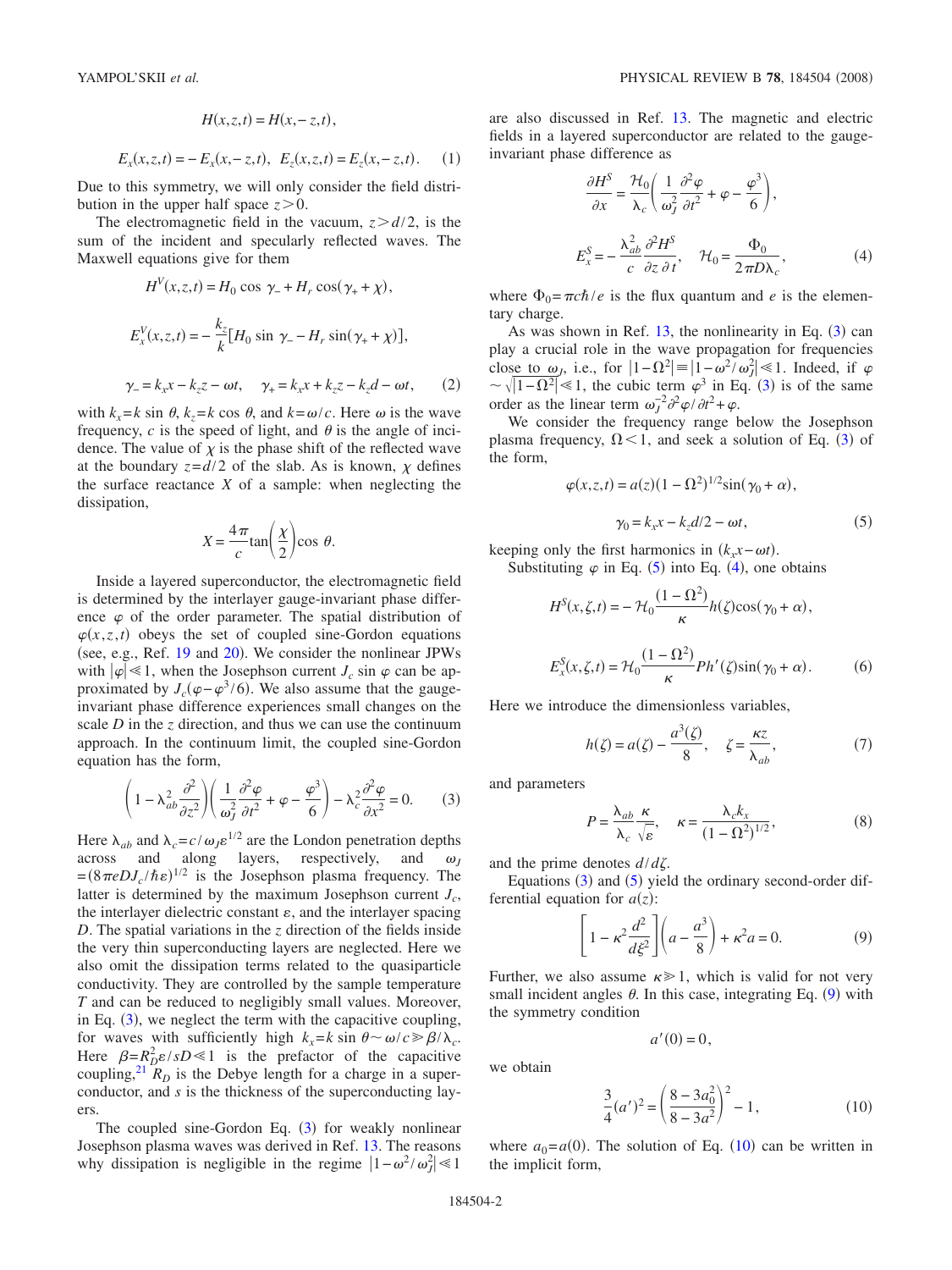$$H(x,z,t) = H(x,-z,t),$$

$$E_x(x,z,t) = -E_x(x,-z,t), \quad E_z(x,z,t) = E_z(x,-z,t). \tag{1}$$

Due to this symmetry, we will only consider the field distribution in the upper half space $z>0$.

The electromagnetic field in the vacuum, $z>d/2$, is the sum of the incident and specularly reflected waves. The Maxwell equations give for them

$$H^V(x,z,t) = H_0 \cos \gamma_- + H_r \cos(\gamma_+ + \chi),$$

$$E_x^V(x,z,t) = -\frac{k_z}{k}[H_0 \sin \gamma_- - H_r \sin(\gamma_+ + \chi)],$$

$$\gamma_- = k_x x - k_z z - \omega t, \quad \gamma_+ = k_x x + k_z z - k_z d - \omega t, \tag{2}$$

with $k_x = k \sin \theta$, $k_z = k \cos \theta$, and $k=\omega/c$. Here $\omega$ is the wave frequency, $c$ is the speed of light, and $\theta$ is the angle of incidence. The value of $\chi$ is the phase shift of the reflected wave at the boundary $z=d/2$ of the slab. As is known, $\chi$ defines the surface reactance $X$ of a sample: when neglecting the dissipation,

$$X = \frac{4\pi}{c}\tan\left(\frac{\chi}{2}\right)\cos \theta.$$

Inside a layered superconductor, the electromagnetic field is determined by the interlayer gauge-invariant phase difference $\varphi$ of the order parameter. The spatial distribution of $\varphi(x,z,t)$ obeys the set of coupled sine-Gordon equations (see, e.g., Ref. [19] and [20]). We consider the nonlinear JPWs with $|\varphi| \ll 1$, when the Josephson current $J_c \sin \varphi$ can be approximated by $J_c(\varphi - \varphi^3/6)$. We also assume that the gauge-invariant phase difference experiences small changes on the scale $D$ in the $z$ direction, and thus we can use the continuum approach. In the continuum limit, the coupled sine-Gordon equation has the form,

$$\left(1 - \lambda_{ab}^2 \frac{\partial^2}{\partial z^2}\right)\left(\frac{1}{\omega_J^2}\frac{\partial^2 \varphi}{\partial t^2} + \varphi - \frac{\varphi^3}{6}\right) - \lambda_c^2 \frac{\partial^2 \varphi}{\partial x^2} = 0. \tag{3}$$

Here $\lambda_{ab}$ and $\lambda_c = c/\omega_J \varepsilon^{1/2}$ are the London penetration depths across and along layers, respectively, and $\omega_J = (8\pi e D J_c/\hbar \varepsilon)^{1/2}$ is the Josephson plasma frequency. The latter is determined by the maximum Josephson current $J_c$, the interlayer dielectric constant $\varepsilon$, and the interlayer spacing $D$. The spatial variations in the $z$ direction of the fields inside the very thin superconducting layers are neglected. Here we also omit the dissipation terms related to the quasiparticle conductivity. They are controlled by the sample temperature $T$ and can be reduced to negligibly small values. Moreover, in Eq. (3), we neglect the term with the capacitive coupling, for waves with sufficiently high $k_x = k \sin \theta \sim \omega/c \gg \beta/\lambda_c$. Here $\beta = R_D^2 \varepsilon / sD \ll 1$ is the prefactor of the capacitive coupling,[21] $R_D$ is the Debye length for a charge in a superconductor, and $s$ is the thickness of the superconducting layers.

The coupled sine-Gordon Eq. (3) for weakly nonlinear Josephson plasma waves was derived in Ref. [13]. The reasons why dissipation is negligible in the regime $|1-\omega^2/\omega_J^2| \ll 1$ are also discussed in Ref. [13]. The magnetic and electric fields in a layered superconductor are related to the gauge-invariant phase difference as

$$\frac{\partial H^S}{\partial x} = \frac{\mathcal{H}_0}{\lambda_c}\left(\frac{1}{\omega_J^2}\frac{\partial^2 \varphi}{\partial t^2} + \varphi - \frac{\varphi^3}{6}\right),$$

$$E_x^S = -\frac{\lambda_{ab}^2}{c}\frac{\partial^2 H^S}{\partial z\, \partial t}, \quad \mathcal{H}_0 = \frac{\Phi_0}{2\pi D \lambda_c}, \tag{4}$$

where $\Phi_0 = \pi c \hbar / e$ is the flux quantum and $e$ is the elementary charge.

As was shown in Ref. [13], the nonlinearity in Eq. (3) can play a crucial role in the wave propagation for frequencies close to $\omega_J$, i.e., for $|1-\Omega^2| \equiv |1-\omega^2/\omega_J^2| \ll 1$. Indeed, if $\varphi \sim \sqrt{|1-\Omega^2|} \ll 1$, the cubic term $\varphi^3$ in Eq. (3) is of the same order as the linear term $\omega_J^{-2}\partial^2\varphi/\partial t^2 + \varphi$.

We consider the frequency range below the Josephson plasma frequency, $\Omega < 1$, and seek a solution of Eq. (3) of the form,

$$\varphi(x,z,t) = a(z)(1-\Omega^2)^{1/2}\sin(\gamma_0 + \alpha),$$

$$\gamma_0 = k_x x - k_z d/2 - \omega t, \tag{5}$$

keeping only the first harmonics in $(k_x x - \omega t)$.

Substituting $\varphi$ in Eq. (5) into Eq. (4), one obtains

$$H^S(x,\zeta,t) = -\mathcal{H}_0 \frac{(1-\Omega^2)}{\kappa} h(\zeta)\cos(\gamma_0 + \alpha),$$

$$E_x^S(x,\zeta,t) = \mathcal{H}_0 \frac{(1-\Omega^2)}{\kappa} P h'(\zeta)\sin(\gamma_0 + \alpha). \tag{6}$$

Here we introduce the dimensionless variables,

$$h(\zeta) = a(\zeta) - \frac{a^3(\zeta)}{8}, \quad \zeta = \frac{\kappa z}{\lambda_{ab}}, \tag{7}$$

and parameters

$$P = \frac{\lambda_{ab}}{\lambda_c}\frac{\kappa}{\sqrt{\varepsilon}}, \quad \kappa = \frac{\lambda_c k_x}{(1-\Omega^2)^{1/2}}, \tag{8}$$

and the prime denotes $d/d\zeta$.

Equations (3) and (5) yield the ordinary second-order differential equation for $a(z)$:

$$\left[1 - \kappa^2 \frac{d^2}{d\xi^2}\right]\left(a - \frac{a^3}{8}\right) + \kappa^2 a = 0. \tag{9}$$

Further, we also assume $\kappa \gg 1$, which is valid for not very small incident angles $\theta$. In this case, integrating Eq. (9) with the symmetry condition

$$a'(0) = 0,$$

we obtain

$$\frac{3}{4}(a')^2 = \left(\frac{8-3a_0^2}{8-3a^2}\right)^2 - 1, \tag{10}$$

where $a_0 = a(0)$. The solution of Eq. (10) can be written in the implicit form,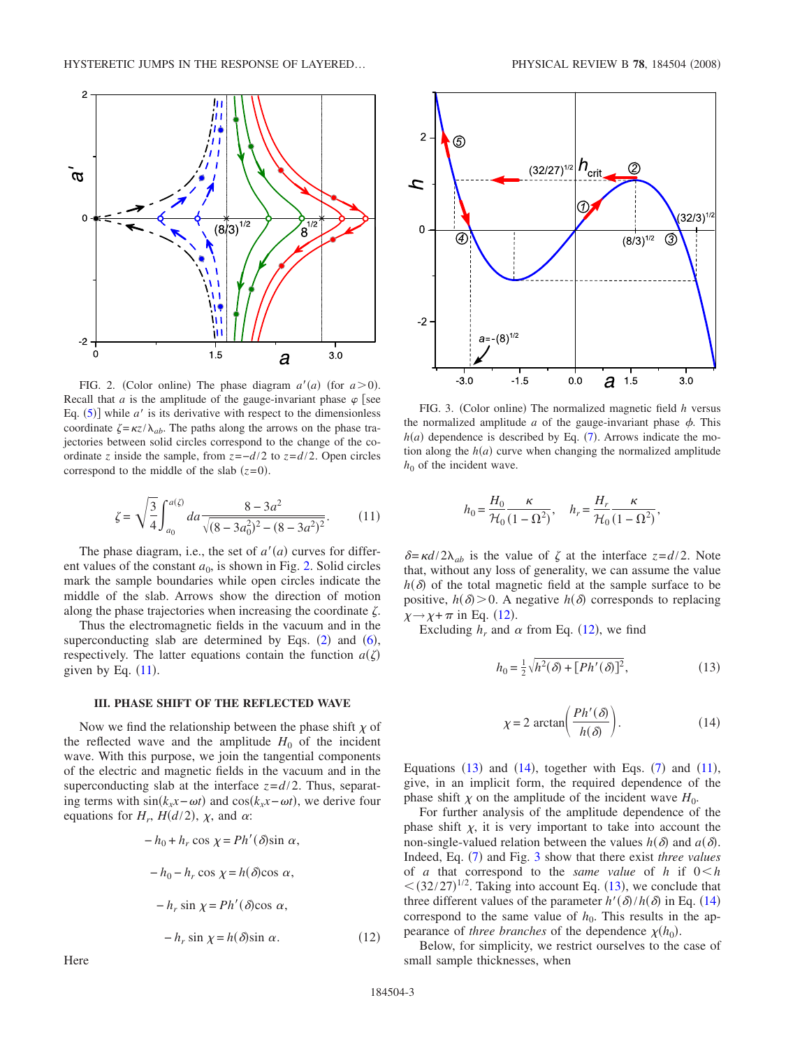FIG. 2. (Color online) The phase diagram $a'(a)$ (for $a>0$). Recall that $a$ is the amplitude of the gauge-invariant phase $\varphi$ [see Eq. (5)] while $a'$ is its derivative with respect to the dimensionless coordinate $\zeta=\kappa z/\lambda_{ab}$. The paths along the arrows on the phase trajectories between solid circles correspond to the change of the coordinate $z$ inside the sample, from $z=-d/2$ to $z=d/2$. Open circles correspond to the middle of the slab ($z=0$).

$$\zeta = \sqrt{\frac{3}{4}} \int_{a_0}^{a(\zeta)} da \frac{8-3a^2}{\sqrt{(8-3a_0^2)^2-(8-3a^2)^2}}. \tag{11}$$

The phase diagram, i.e., the set of $a'(a)$ curves for different values of the constant $a_0$, is shown in Fig. 2. Solid circles mark the sample boundaries while open circles indicate the middle of the slab. Arrows show the direction of motion along the phase trajectories when increasing the coordinate $\zeta$.

Thus the electromagnetic fields in the vacuum and in the superconducting slab are determined by Eqs. (2) and (6), respectively. The latter equations contain the function $a(\zeta)$ given by Eq. (11).

### III. PHASE SHIFT OF THE REFLECTED WAVE

Now we find the relationship between the phase shift $\chi$ of the reflected wave and the amplitude $H_0$ of the incident wave. With this purpose, we join the tangential components of the electric and magnetic fields in the vacuum and in the superconducting slab at the interface $z=d/2$. Thus, separating terms with $\sin(k_x x-\omega t)$ and $\cos(k_x x-\omega t)$, we derive four equations for $H_r$, $H(d/2)$, $\chi$, and $\alpha$:

$$-h_0+h_r\cos\chi = Ph'(\delta)\sin\alpha,$$

$$-h_0-h_r\cos\chi = h(\delta)\cos\alpha,$$

$$-h_r\sin\chi = Ph'(\delta)\cos\alpha,$$

$$-h_r\sin\chi = h(\delta)\sin\alpha. \tag{12}$$

Here

FIG. 3. (Color online) The normalized magnetic field $h$ versus the normalized amplitude $a$ of the gauge-invariant phase $\phi$. This $h(a)$ dependence is described by Eq. (7). Arrows indicate the motion along the $h(a)$ curve when changing the normalized amplitude $h_0$ of the incident wave.

$$h_0 = \frac{H_0}{\mathcal{H}_0}\frac{\kappa}{(1-\Omega^2)}, \quad h_r = \frac{H_r}{\mathcal{H}_0}\frac{\kappa}{(1-\Omega^2)},$$

$\delta=\kappa d/2\lambda_{ab}$ is the value of $\zeta$ at the interface $z=d/2$. Note that, without any loss of generality, we can assume the value $h(\delta)$ of the total magnetic field at the sample surface to be positive, $h(\delta)>0$. A negative $h(\delta)$ corresponds to replacing $\chi\to\chi+\pi$ in Eq. (12).

Excluding $h_r$ and $\alpha$ from Eq. (12), we find

$$h_0 = \tfrac{1}{2}\sqrt{h^2(\delta)+[Ph'(\delta)]^2}, \tag{13}$$

$$\chi = 2\arctan\left(\frac{Ph'(\delta)}{h(\delta)}\right). \tag{14}$$

Equations (13) and (14), together with Eqs. (7) and (11), give, in an implicit form, the required dependence of the phase shift $\chi$ on the amplitude of the incident wave $H_0$.

For further analysis of the amplitude dependence of the phase shift $\chi$, it is very important to take into account the non-single-valued relation between the values $h(\delta)$ and $a(\delta)$. Indeed, Eq. (7) and Fig. 3 show that there exist *three values* of $a$ that correspond to the *same value* of $h$ if $0<h<(32/27)^{1/2}$. Taking into account Eq. (13), we conclude that three different values of the parameter $h'(\delta)/h(\delta)$ in Eq. (14) correspond to the same value of $h_0$. This results in the appearance of *three branches* of the dependence $\chi(h_0)$.

Below, for simplicity, we restrict ourselves to the case of small sample thicknesses, when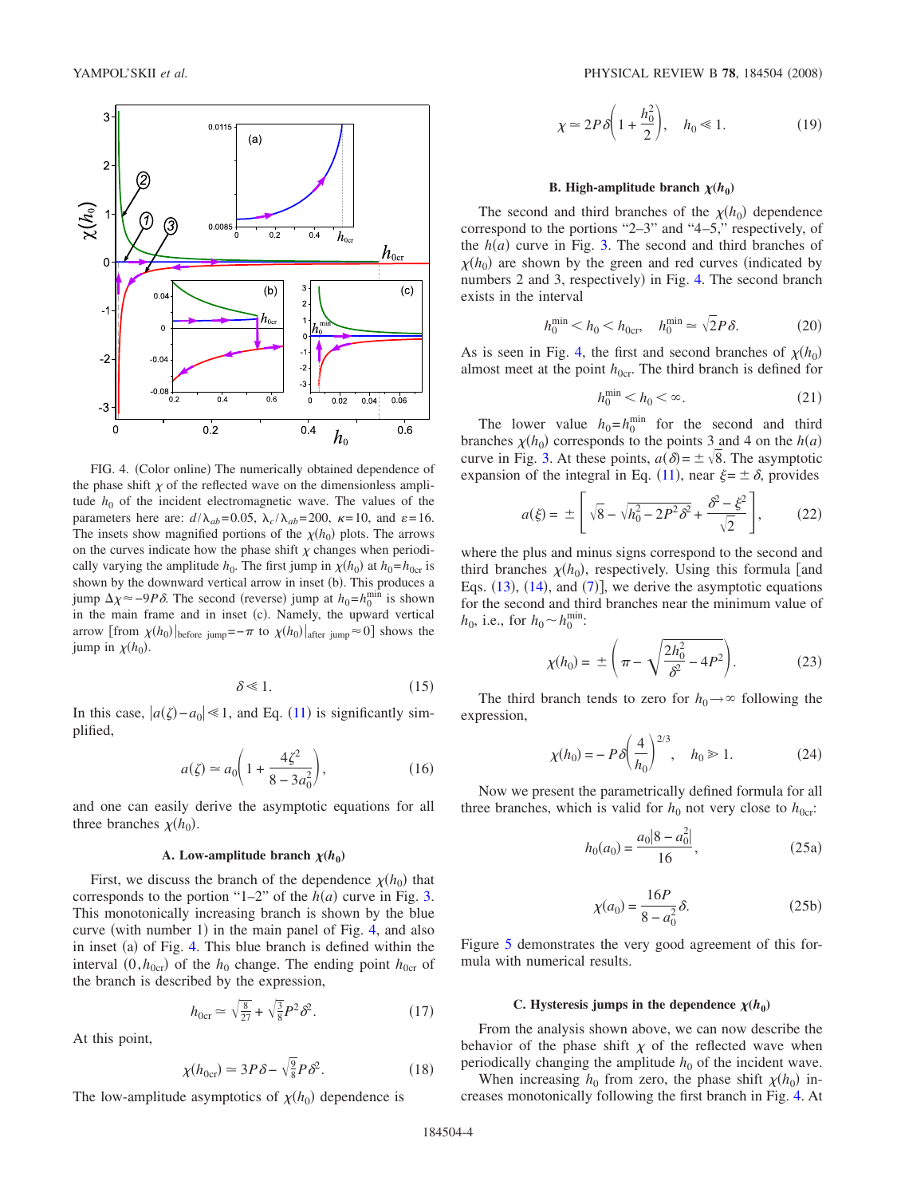FIG. 4. (Color online) The numerically obtained dependence of the phase shift $\chi$ of the reflected wave on the dimensionless amplitude $h_0$ of the incident electromagnetic wave. The values of the parameters here are: $d/\lambda_{ab}=0.05$, $\lambda_c/\lambda_{ab}=200$, $\kappa=10$, and $\varepsilon=16$. The insets show magnified portions of the $\chi(h_0)$ plots. The arrows on the curves indicate how the phase shift $\chi$ changes when periodically varying the amplitude $h_0$. The first jump in $\chi(h_0)$ at $h_0=h_{0\text{cr}}$ is shown by the downward vertical arrow in inset (b). This produces a jump $\Delta\chi \approx -9P\delta$. The second (reverse) jump at $h_0=h_0^{\min}$ is shown in the main frame and in inset (c). Namely, the upward vertical arrow [from $\chi(h_0)|_{\text{before jump}}=-\pi$ to $\chi(h_0)|_{\text{after jump}}\approx 0$] shows the jump in $\chi(h_0)$.

$$\delta \ll 1. \tag{15}$$

In this case, $|a(\zeta)-a_0| \ll 1$, and Eq. (11) is significantly simplified,

$$a(\zeta) \simeq a_0\left(1+\frac{4\zeta^2}{8-3a_0^2}\right), \tag{16}$$

and one can easily derive the asymptotic equations for all three branches $\chi(h_0)$.

### A. Low-amplitude branch $\chi(h_0)$

First, we discuss the branch of the dependence $\chi(h_0)$ that corresponds to the portion "1–2" of the $h(a)$ curve in Fig. 3. This monotonically increasing branch is shown by the blue curve (with number 1) in the main panel of Fig. 4, and also in inset (a) of Fig. 4. This blue branch is defined within the interval $(0,h_{0\text{cr}})$ of the $h_0$ change. The ending point $h_{0\text{cr}}$ of the branch is described by the expression,

$$h_{0\text{cr}} \simeq \sqrt{\tfrac{8}{27}}+\sqrt{\tfrac{3}{8}}P^2\delta^2. \tag{17}$$

At this point,

$$\chi(h_{0\text{cr}}) \simeq 3P\delta - \sqrt{\tfrac{9}{8}}P\delta^2. \tag{18}$$

The low-amplitude asymptotics of $\chi(h_0)$ dependence is

$$\chi \simeq 2P\delta\left(1+\frac{h_0^2}{2}\right), \quad h_0 \ll 1. \tag{19}$$

### B. High-amplitude branch $\chi(h_0)$

The second and third branches of the $\chi(h_0)$ dependence correspond to the portions "2–3" and "4–5," respectively, of the $h(a)$ curve in Fig. 3. The second and third branches of $\chi(h_0)$ are shown by the green and red curves (indicated by numbers 2 and 3, respectively) in Fig. 4. The second branch exists in the interval

$$h_0^{\min} < h_0 < h_{0\text{cr}}, \quad h_0^{\min} \simeq \sqrt{2}P\delta. \tag{20}$$

As is seen in Fig. 4, the first and second branches of $\chi(h_0)$ almost meet at the point $h_{0\text{cr}}$. The third branch is defined for

$$h_0^{\min} < h_0 < \infty. \tag{21}$$

The lower value $h_0=h_0^{\min}$ for the second and third branches $\chi(h_0)$ corresponds to the points 3 and 4 on the $h(a)$ curve in Fig. 3. At these points, $a(\delta)=\pm\sqrt{8}$. The asymptotic expansion of the integral in Eq. (11), near $\xi=\pm\delta$, provides

$$a(\xi) = \pm\left[\sqrt{8}-\sqrt{h_0^2-2P^2\delta^2}+\frac{\delta^2-\xi^2}{\sqrt{2}}\right], \tag{22}$$

where the plus and minus signs correspond to the second and third branches $\chi(h_0)$, respectively. Using this formula [and Eqs. (13), (14), and (7)], we derive the asymptotic equations for the second and third branches near the minimum value of $h_0$, i.e., for $h_0 \sim h_0^{\min}$:

$$\chi(h_0) = \pm\left(\pi-\sqrt{\frac{2h_0^2}{\delta^2}-4P^2}\right). \tag{23}$$

The third branch tends to zero for $h_0 \to \infty$ following the expression,

$$\chi(h_0) = -P\delta\left(\frac{4}{h_0}\right)^{2/3}, \quad h_0 \gg 1. \tag{24}$$

Now we present the parametrically defined formula for all three branches, which is valid for $h_0$ not very close to $h_{0\text{cr}}$:

$$h_0(a_0) = \frac{a_0|8-a_0^2|}{16}, \tag{25a}$$

$$\chi(a_0) = \frac{16P}{8-a_0^2}\delta. \tag{25b}$$

Figure 5 demonstrates the very good agreement of this formula with numerical results.

### C. Hysteresis jumps in the dependence $\chi(h_0)$

From the analysis shown above, we can now describe the behavior of the phase shift $\chi$ of the reflected wave when periodically changing the amplitude $h_0$ of the incident wave.

When increasing $h_0$ from zero, the phase shift $\chi(h_0)$ increases monotonically following the first branch in Fig. 4. At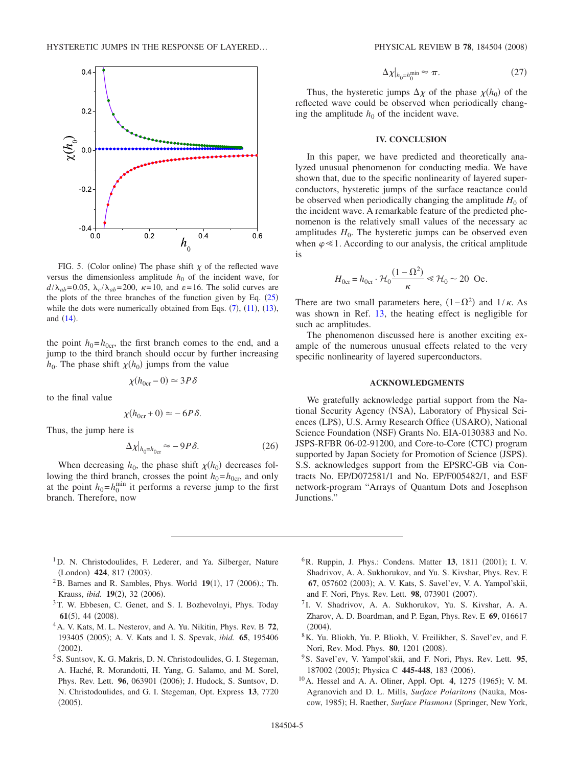FIG. 5. (Color online) The phase shift $\chi$ of the reflected wave versus the dimensionless amplitude $h_0$ of the incident wave, for $d/\lambda_{ab}=0.05$, $\lambda_c/\lambda_{ab}=200$, $\kappa=10$, and $\varepsilon=16$. The solid curves are the plots of the three branches of the function given by Eq. (25) while the dots were numerically obtained from Eqs. (7), (11), (13), and (14).

the point $h_0=h_{0\text{cr}}$, the first branch comes to the end, and a jump to the third branch should occur by further increasing $h_0$. The phase shift $\chi(h_0)$ jumps from the value

$$\chi(h_{0\text{cr}}-0) \simeq 3P\delta$$

to the final value

$$\chi(h_{0\text{cr}}+0) \simeq -6P\delta.$$

Thus, the jump here is

$$\Delta\chi|_{h_0=h_{0\text{cr}}} \approx -9P\delta. \tag{26}$$

When decreasing $h_0$, the phase shift $\chi(h_0)$ decreases following the third branch, crosses the point $h_0=h_{0\text{cr}}$, and only at the point $h_0=h_0^{\text{min}}$ it performs a reverse jump to the first branch. Therefore, now

$$\Delta\chi|_{h_0=h_0^{\text{min}}} \approx \pi. \tag{27}$$

Thus, the hysteretic jumps $\Delta\chi$ of the phase $\chi(h_0)$ of the reflected wave could be observed when periodically changing the amplitude $h_0$ of the incident wave.

## IV. CONCLUSION

In this paper, we have predicted and theoretically analyzed unusual phenomenon for conducting media. We have shown that, due to the specific nonlinearity of layered superconductors, hysteretic jumps of the surface reactance could be observed when periodically changing the amplitude $H_0$ of the incident wave. A remarkable feature of the predicted phenomenon is the relatively small values of the necessary ac amplitudes $H_0$. The hysteretic jumps can be observed even when $\varphi \ll 1$. According to our analysis, the critical amplitude is

$$H_{0\text{cr}} = h_{0\text{cr}} \cdot \mathcal{H}_0 \frac{(1-\Omega^2)}{\kappa} \ll \mathcal{H}_0 \sim 20 \text{ Oe}.$$

There are two small parameters here, $(1-\Omega^2)$ and $1/\kappa$. As was shown in Ref. 13, the heating effect is negligible for such ac amplitudes.

The phenomenon discussed here is another exciting example of the numerous unusual effects related to the very specific nonlinearity of layered superconductors.

## ACKNOWLEDGMENTS

We gratefully acknowledge partial support from the National Security Agency (NSA), Laboratory of Physical Sciences (LPS), U.S. Army Research Office (USARO), National Science Foundation (NSF) Grants No. EIA-0130383 and No. JSPS-RFBR 06-02-91200, and Core-to-Core (CTC) program supported by Japan Society for Promotion of Science (JSPS). S.S. acknowledges support from the EPSRC-GB via Contracts No. EP/D072581/1 and No. EP/F005482/1, and ESF network-program "Arrays of Quantum Dots and Josephson Junctions."

---

[1] D. N. Christodoulides, F. Lederer, and Ya. Silberger, Nature (London) **424**, 817 (2003).

[2] B. Barnes and R. Sambles, Phys. World **19**(1), 17 (2006).; Th. Krauss, *ibid.* **19**(2), 32 (2006).

[3] T. W. Ebbesen, C. Genet, and S. I. Bozhevolnyi, Phys. Today **61**(5), 44 (2008).

[4] A. V. Kats, M. L. Nesterov, and A. Yu. Nikitin, Phys. Rev. B **72**, 193405 (2005); A. V. Kats and I. S. Spevak, *ibid.* **65**, 195406 (2002).

[5] S. Suntsov, K. G. Makris, D. N. Christodoulides, G. I. Stegeman, A. Haché, R. Morandotti, H. Yang, G. Salamo, and M. Sorel, Phys. Rev. Lett. **96**, 063901 (2006); J. Hudock, S. Suntsov, D. N. Christodoulides, and G. I. Stegeman, Opt. Express **13**, 7720 (2005).

[6] R. Ruppin, J. Phys.: Condens. Matter **13**, 1811 (2001); I. V. Shadrivov, A. A. Sukhorukov, and Yu. S. Kivshar, Phys. Rev. E **67**, 057602 (2003); A. V. Kats, S. Savel'ev, V. A. Yampol'skii, and F. Nori, Phys. Rev. Lett. **98**, 073901 (2007).

[7] I. V. Shadrivov, A. A. Sukhorukov, Yu. S. Kivshar, A. A. Zharov, A. D. Boardman, and P. Egan, Phys. Rev. E **69**, 016617 (2004).

[8] K. Yu. Bliokh, Yu. P. Bliokh, V. Freilikher, S. Savel'ev, and F. Nori, Rev. Mod. Phys. **80**, 1201 (2008).

[9] S. Savel'ev, V. Yampol'skii, and F. Nori, Phys. Rev. Lett. **95**, 187002 (2005); Physica C **445-448**, 183 (2006).

[10] A. Hessel and A. A. Oliner, Appl. Opt. **4**, 1275 (1965); V. M. Agranovich and D. L. Mills, *Surface Polaritons* (Nauka, Moscow, 1985); H. Raether, *Surface Plasmons* (Springer, New York,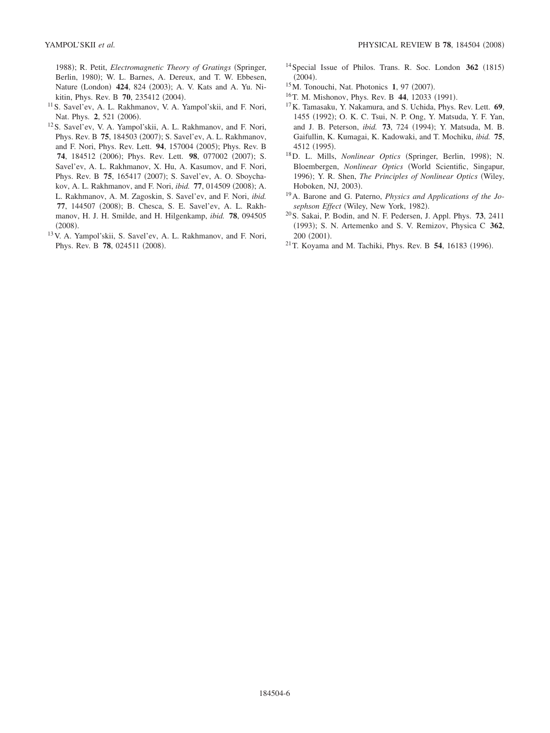1988); R. Petit, *Electromagnetic Theory of Gratings* (Springer, Berlin, 1980); W. L. Barnes, A. Dereux, and T. W. Ebbesen, Nature (London) **424**, 824 (2003); A. V. Kats and A. Yu. Nikitin, Phys. Rev. B **70**, 235412 (2004).

[11] S. Savel'ev, A. L. Rakhmanov, V. A. Yampol'skii, and F. Nori, Nat. Phys. **2**, 521 (2006).

[12] S. Savel'ev, V. A. Yampol'skii, A. L. Rakhmanov, and F. Nori, Phys. Rev. B **75**, 184503 (2007); S. Savel'ev, A. L. Rakhmanov, and F. Nori, Phys. Rev. Lett. **94**, 157004 (2005); Phys. Rev. B **74**, 184512 (2006); Phys. Rev. Lett. **98**, 077002 (2007); S. Savel'ev, A. L. Rakhmanov, X. Hu, A. Kasumov, and F. Nori, Phys. Rev. B **75**, 165417 (2007); S. Savel'ev, A. O. Sboychakov, A. L. Rakhmanov, and F. Nori, *ibid.* **77**, 014509 (2008); A. L. Rakhmanov, A. M. Zagoskin, S. Savel'ev, and F. Nori, *ibid.* **77**, 144507 (2008); B. Chesca, S. E. Savel'ev, A. L. Rakhmanov, H. J. H. Smilde, and H. Hilgenkamp, *ibid.* **78**, 094505 (2008).

[13] V. A. Yampol'skii, S. Savel'ev, A. L. Rakhmanov, and F. Nori, Phys. Rev. B **78**, 024511 (2008).

[14] Special Issue of Philos. Trans. R. Soc. London **362** (1815) (2004).

[15] M. Tonouchi, Nat. Photonics **1**, 97 (2007).

[16] T. M. Mishonov, Phys. Rev. B **44**, 12033 (1991).

[17] K. Tamasaku, Y. Nakamura, and S. Uchida, Phys. Rev. Lett. **69**, 1455 (1992); O. K. C. Tsui, N. P. Ong, Y. Matsuda, Y. F. Yan, and J. B. Peterson, *ibid.* **73**, 724 (1994); Y. Matsuda, M. B. Gaifullin, K. Kumagai, K. Kadowaki, and T. Mochiku, *ibid.* **75**, 4512 (1995).

[18] D. L. Mills, *Nonlinear Optics* (Springer, Berlin, 1998); N. Bloembergen, *Nonlinear Optics* (World Scientific, Singapur, 1996); Y. R. Shen, *The Principles of Nonlinear Optics* (Wiley, Hoboken, NJ, 2003).

[19] A. Barone and G. Paterno, *Physics and Applications of the Josephson Effect* (Wiley, New York, 1982).

[20] S. Sakai, P. Bodin, and N. F. Pedersen, J. Appl. Phys. **73**, 2411 (1993); S. N. Artemenko and S. V. Remizov, Physica C **362**, 200 (2001).

[21] T. Koyama and M. Tachiki, Phys. Rev. B **54**, 16183 (1996).